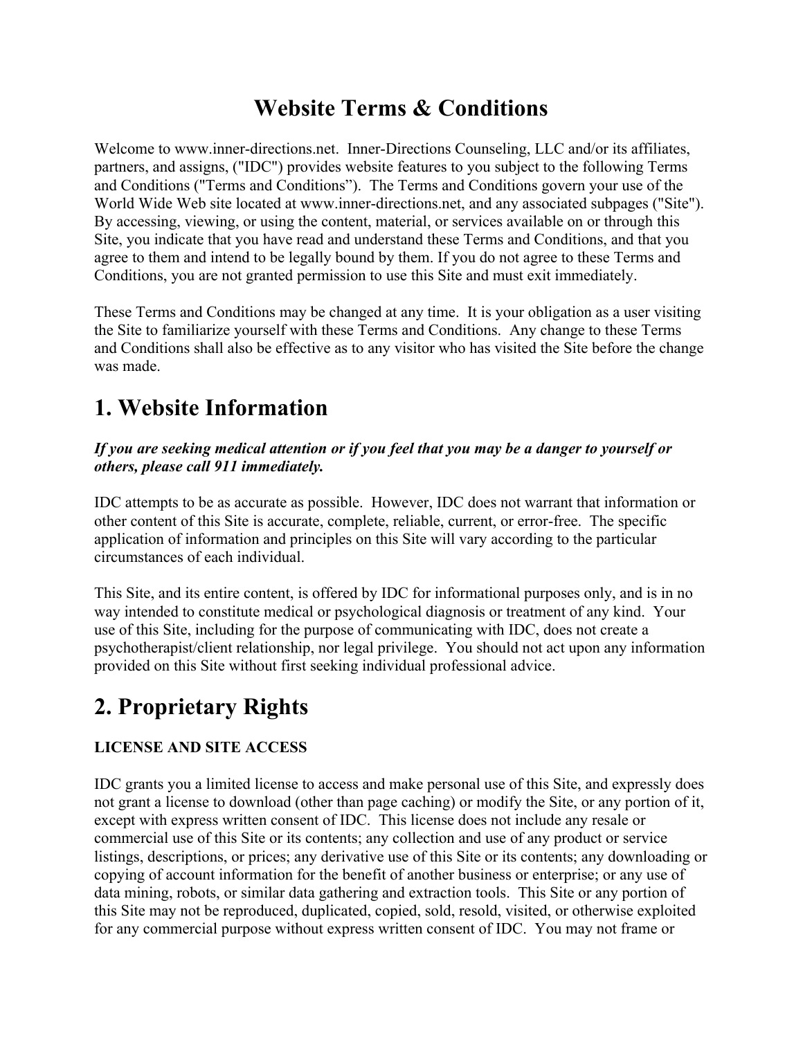# Website Terms & Conditions

Welcome to www.inner-directions.net. Inner-Directions Counseling, LLC and/or its affiliates, partners, and assigns, ("IDC") provides website features to you subject to the following Terms and Conditions ("Terms and Conditions"). The Terms and Conditions govern your use of the World Wide Web site located at www.inner-directions.net, and any associated subpages ("Site"). By accessing, viewing, or using the content, material, or services available on or through this Site, you indicate that you have read and understand these Terms and Conditions, and that you agree to them and intend to be legally bound by them. If you do not agree to these Terms and Conditions, you are not granted permission to use this Site and must exit immediately.

These Terms and Conditions may be changed at any time. It is your obligation as a user visiting the Site to familiarize yourself with these Terms and Conditions. Any change to these Terms and Conditions shall also be effective as to any visitor who has visited the Site before the change was made.

## 1. Website Information

***If you are seeking medical attention or if you feel that you may be a danger to yourself or others, please call 911 immediately.***

IDC attempts to be as accurate as possible. However, IDC does not warrant that information or other content of this Site is accurate, complete, reliable, current, or error-free. The specific application of information and principles on this Site will vary according to the particular circumstances of each individual.

This Site, and its entire content, is offered by IDC for informational purposes only, and is in no way intended to constitute medical or psychological diagnosis or treatment of any kind. Your use of this Site, including for the purpose of communicating with IDC, does not create a psychotherapist/client relationship, nor legal privilege. You should not act upon any information provided on this Site without first seeking individual professional advice.

## 2. Proprietary Rights

**LICENSE AND SITE ACCESS**

IDC grants you a limited license to access and make personal use of this Site, and expressly does not grant a license to download (other than page caching) or modify the Site, or any portion of it, except with express written consent of IDC. This license does not include any resale or commercial use of this Site or its contents; any collection and use of any product or service listings, descriptions, or prices; any derivative use of this Site or its contents; any downloading or copying of account information for the benefit of another business or enterprise; or any use of data mining, robots, or similar data gathering and extraction tools. This Site or any portion of this Site may not be reproduced, duplicated, copied, sold, resold, visited, or otherwise exploited for any commercial purpose without express written consent of IDC. You may not frame or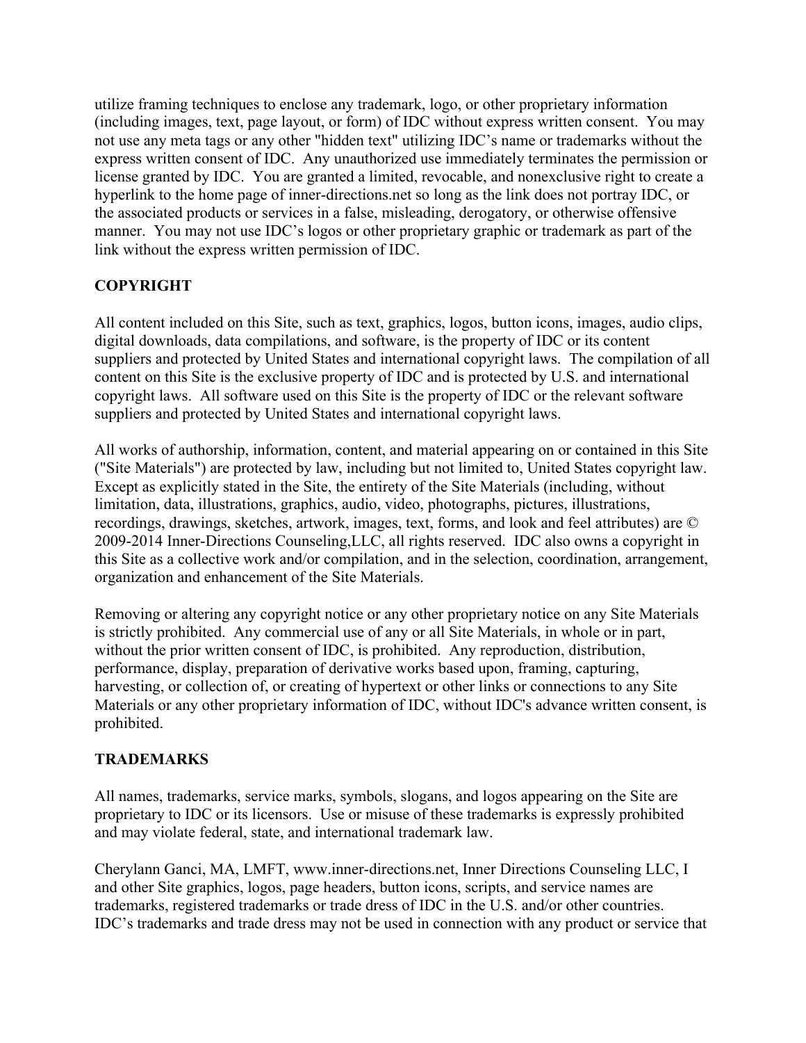utilize framing techniques to enclose any trademark, logo, or other proprietary information (including images, text, page layout, or form) of IDC without express written consent. You may not use any meta tags or any other "hidden text" utilizing IDC's name or trademarks without the express written consent of IDC. Any unauthorized use immediately terminates the permission or license granted by IDC. You are granted a limited, revocable, and nonexclusive right to create a hyperlink to the home page of inner-directions.net so long as the link does not portray IDC, or the associated products or services in a false, misleading, derogatory, or otherwise offensive manner. You may not use IDC's logos or other proprietary graphic or trademark as part of the link without the express written permission of IDC.

**COPYRIGHT**

All content included on this Site, such as text, graphics, logos, button icons, images, audio clips, digital downloads, data compilations, and software, is the property of IDC or its content suppliers and protected by United States and international copyright laws. The compilation of all content on this Site is the exclusive property of IDC and is protected by U.S. and international copyright laws. All software used on this Site is the property of IDC or the relevant software suppliers and protected by United States and international copyright laws.

All works of authorship, information, content, and material appearing on or contained in this Site ("Site Materials") are protected by law, including but not limited to, United States copyright law. Except as explicitly stated in the Site, the entirety of the Site Materials (including, without limitation, data, illustrations, graphics, audio, video, photographs, pictures, illustrations, recordings, drawings, sketches, artwork, images, text, forms, and look and feel attributes) are © 2009-2014 Inner-Directions Counseling,LLC, all rights reserved. IDC also owns a copyright in this Site as a collective work and/or compilation, and in the selection, coordination, arrangement, organization and enhancement of the Site Materials.

Removing or altering any copyright notice or any other proprietary notice on any Site Materials is strictly prohibited. Any commercial use of any or all Site Materials, in whole or in part, without the prior written consent of IDC, is prohibited. Any reproduction, distribution, performance, display, preparation of derivative works based upon, framing, capturing, harvesting, or collection of, or creating of hypertext or other links or connections to any Site Materials or any other proprietary information of IDC, without IDC's advance written consent, is prohibited.

**TRADEMARKS**

All names, trademarks, service marks, symbols, slogans, and logos appearing on the Site are proprietary to IDC or its licensors. Use or misuse of these trademarks is expressly prohibited and may violate federal, state, and international trademark law.

Cherylann Ganci, MA, LMFT, www.inner-directions.net, Inner Directions Counseling LLC, I and other Site graphics, logos, page headers, button icons, scripts, and service names are trademarks, registered trademarks or trade dress of IDC in the U.S. and/or other countries. IDC's trademarks and trade dress may not be used in connection with any product or service that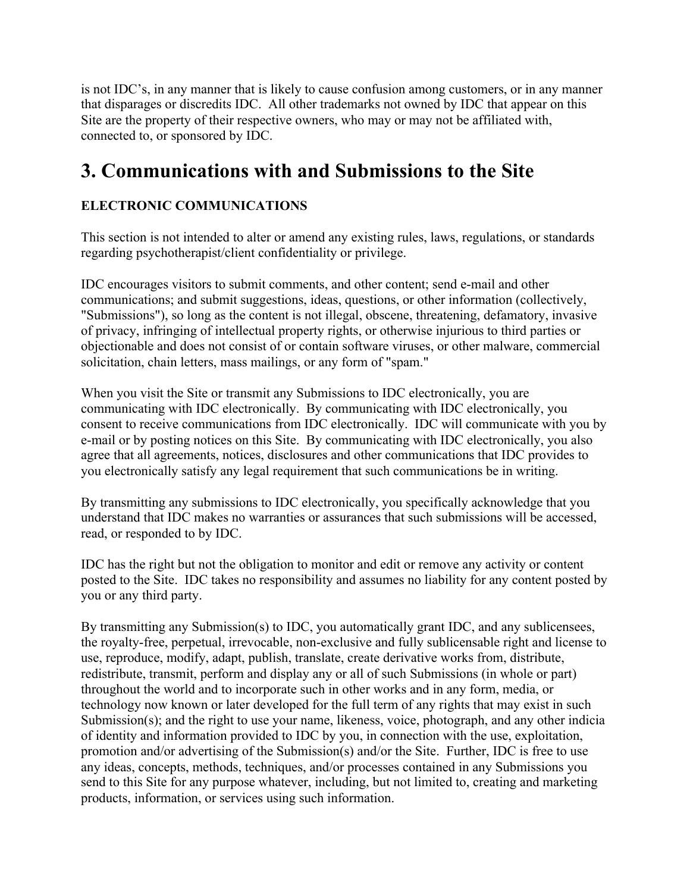is not IDC's, in any manner that is likely to cause confusion among customers, or in any manner that disparages or discredits IDC. All other trademarks not owned by IDC that appear on this Site are the property of their respective owners, who may or may not be affiliated with, connected to, or sponsored by IDC.

# 3. Communications with and Submissions to the Site

**ELECTRONIC COMMUNICATIONS**

This section is not intended to alter or amend any existing rules, laws, regulations, or standards regarding psychotherapist/client confidentiality or privilege.

IDC encourages visitors to submit comments, and other content; send e-mail and other communications; and submit suggestions, ideas, questions, or other information (collectively, "Submissions"), so long as the content is not illegal, obscene, threatening, defamatory, invasive of privacy, infringing of intellectual property rights, or otherwise injurious to third parties or objectionable and does not consist of or contain software viruses, or other malware, commercial solicitation, chain letters, mass mailings, or any form of "spam."

When you visit the Site or transmit any Submissions to IDC electronically, you are communicating with IDC electronically. By communicating with IDC electronically, you consent to receive communications from IDC electronically. IDC will communicate with you by e-mail or by posting notices on this Site. By communicating with IDC electronically, you also agree that all agreements, notices, disclosures and other communications that IDC provides to you electronically satisfy any legal requirement that such communications be in writing.

By transmitting any submissions to IDC electronically, you specifically acknowledge that you understand that IDC makes no warranties or assurances that such submissions will be accessed, read, or responded to by IDC.

IDC has the right but not the obligation to monitor and edit or remove any activity or content posted to the Site. IDC takes no responsibility and assumes no liability for any content posted by you or any third party.

By transmitting any Submission(s) to IDC, you automatically grant IDC, and any sublicensees, the royalty-free, perpetual, irrevocable, non-exclusive and fully sublicensable right and license to use, reproduce, modify, adapt, publish, translate, create derivative works from, distribute, redistribute, transmit, perform and display any or all of such Submissions (in whole or part) throughout the world and to incorporate such in other works and in any form, media, or technology now known or later developed for the full term of any rights that may exist in such Submission(s); and the right to use your name, likeness, voice, photograph, and any other indicia of identity and information provided to IDC by you, in connection with the use, exploitation, promotion and/or advertising of the Submission(s) and/or the Site. Further, IDC is free to use any ideas, concepts, methods, techniques, and/or processes contained in any Submissions you send to this Site for any purpose whatever, including, but not limited to, creating and marketing products, information, or services using such information.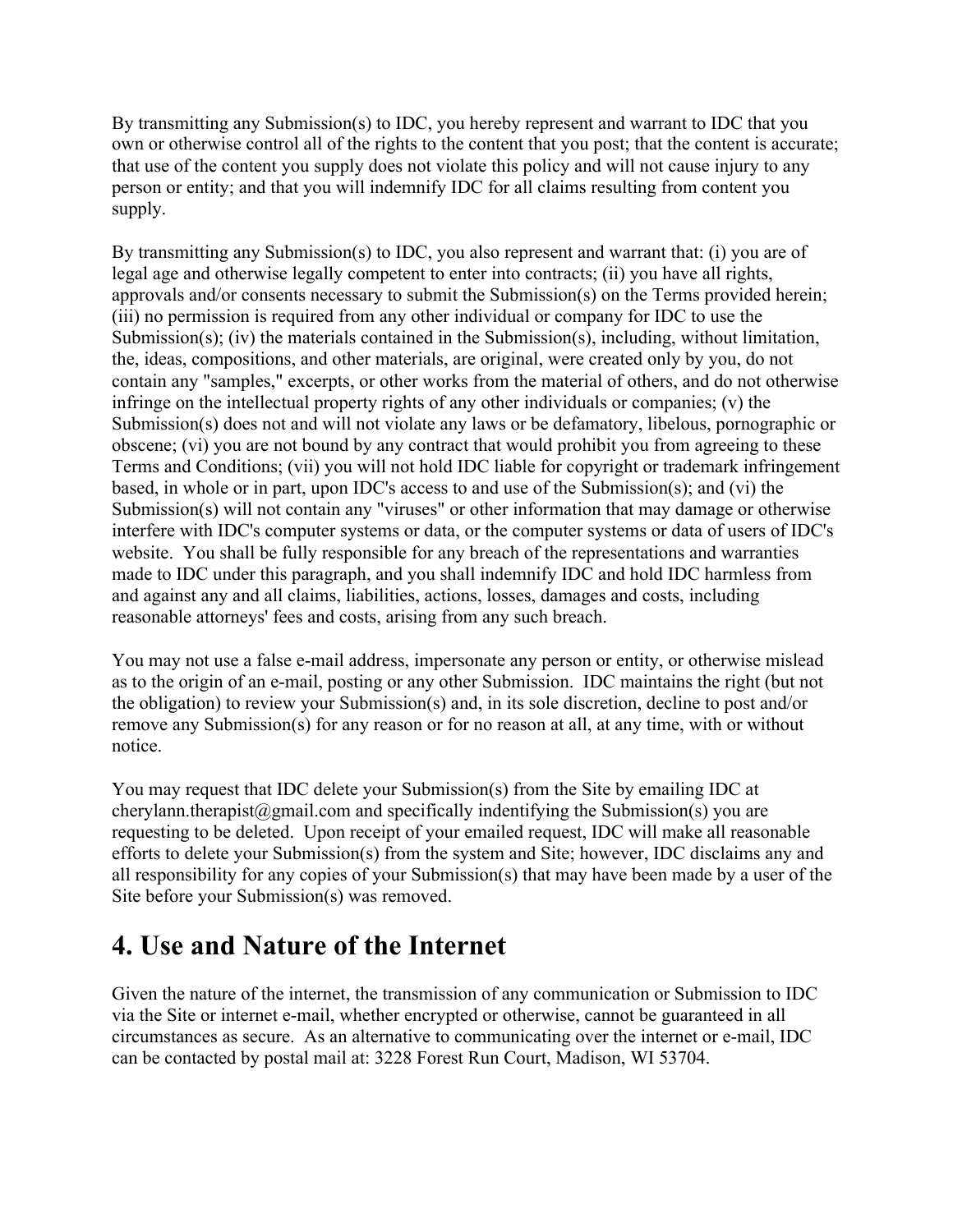By transmitting any Submission(s) to IDC, you hereby represent and warrant to IDC that you own or otherwise control all of the rights to the content that you post; that the content is accurate; that use of the content you supply does not violate this policy and will not cause injury to any person or entity; and that you will indemnify IDC for all claims resulting from content you supply.

By transmitting any Submission(s) to IDC, you also represent and warrant that: (i) you are of legal age and otherwise legally competent to enter into contracts; (ii) you have all rights, approvals and/or consents necessary to submit the Submission(s) on the Terms provided herein; (iii) no permission is required from any other individual or company for IDC to use the Submission(s); (iv) the materials contained in the Submission(s), including, without limitation, the, ideas, compositions, and other materials, are original, were created only by you, do not contain any "samples," excerpts, or other works from the material of others, and do not otherwise infringe on the intellectual property rights of any other individuals or companies; (v) the Submission(s) does not and will not violate any laws or be defamatory, libelous, pornographic or obscene; (vi) you are not bound by any contract that would prohibit you from agreeing to these Terms and Conditions; (vii) you will not hold IDC liable for copyright or trademark infringement based, in whole or in part, upon IDC's access to and use of the Submission(s); and (vi) the Submission(s) will not contain any "viruses" or other information that may damage or otherwise interfere with IDC's computer systems or data, or the computer systems or data of users of IDC's website. You shall be fully responsible for any breach of the representations and warranties made to IDC under this paragraph, and you shall indemnify IDC and hold IDC harmless from and against any and all claims, liabilities, actions, losses, damages and costs, including reasonable attorneys' fees and costs, arising from any such breach.

You may not use a false e-mail address, impersonate any person or entity, or otherwise mislead as to the origin of an e-mail, posting or any other Submission. IDC maintains the right (but not the obligation) to review your Submission(s) and, in its sole discretion, decline to post and/or remove any Submission(s) for any reason or for no reason at all, at any time, with or without notice.

You may request that IDC delete your Submission(s) from the Site by emailing IDC at cherylann.therapist@gmail.com and specifically indentifying the Submission(s) you are requesting to be deleted. Upon receipt of your emailed request, IDC will make all reasonable efforts to delete your Submission(s) from the system and Site; however, IDC disclaims any and all responsibility for any copies of your Submission(s) that may have been made by a user of the Site before your Submission(s) was removed.

# 4. Use and Nature of the Internet

Given the nature of the internet, the transmission of any communication or Submission to IDC via the Site or internet e-mail, whether encrypted or otherwise, cannot be guaranteed in all circumstances as secure. As an alternative to communicating over the internet or e-mail, IDC can be contacted by postal mail at: 3228 Forest Run Court, Madison, WI 53704.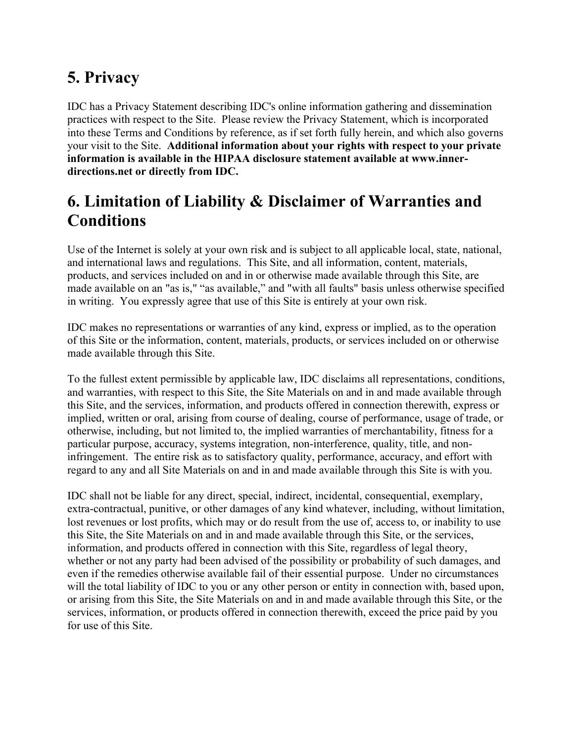## 5. Privacy

IDC has a Privacy Statement describing IDC's online information gathering and dissemination practices with respect to the Site. Please review the Privacy Statement, which is incorporated into these Terms and Conditions by reference, as if set forth fully herein, and which also governs your visit to the Site. **Additional information about your rights with respect to your private information is available in the HIPAA disclosure statement available at www.inner-directions.net or directly from IDC.**

## 6. Limitation of Liability & Disclaimer of Warranties and Conditions

Use of the Internet is solely at your own risk and is subject to all applicable local, state, national, and international laws and regulations. This Site, and all information, content, materials, products, and services included on and in or otherwise made available through this Site, are made available on an "as is," “as available,” and "with all faults" basis unless otherwise specified in writing. You expressly agree that use of this Site is entirely at your own risk.

IDC makes no representations or warranties of any kind, express or implied, as to the operation of this Site or the information, content, materials, products, or services included on or otherwise made available through this Site.

To the fullest extent permissible by applicable law, IDC disclaims all representations, conditions, and warranties, with respect to this Site, the Site Materials on and in and made available through this Site, and the services, information, and products offered in connection therewith, express or implied, written or oral, arising from course of dealing, course of performance, usage of trade, or otherwise, including, but not limited to, the implied warranties of merchantability, fitness for a particular purpose, accuracy, systems integration, non-interference, quality, title, and non-infringement. The entire risk as to satisfactory quality, performance, accuracy, and effort with regard to any and all Site Materials on and in and made available through this Site is with you.

IDC shall not be liable for any direct, special, indirect, incidental, consequential, exemplary, extra-contractual, punitive, or other damages of any kind whatever, including, without limitation, lost revenues or lost profits, which may or do result from the use of, access to, or inability to use this Site, the Site Materials on and in and made available through this Site, or the services, information, and products offered in connection with this Site, regardless of legal theory, whether or not any party had been advised of the possibility or probability of such damages, and even if the remedies otherwise available fail of their essential purpose. Under no circumstances will the total liability of IDC to you or any other person or entity in connection with, based upon, or arising from this Site, the Site Materials on and in and made available through this Site, or the services, information, or products offered in connection therewith, exceed the price paid by you for use of this Site.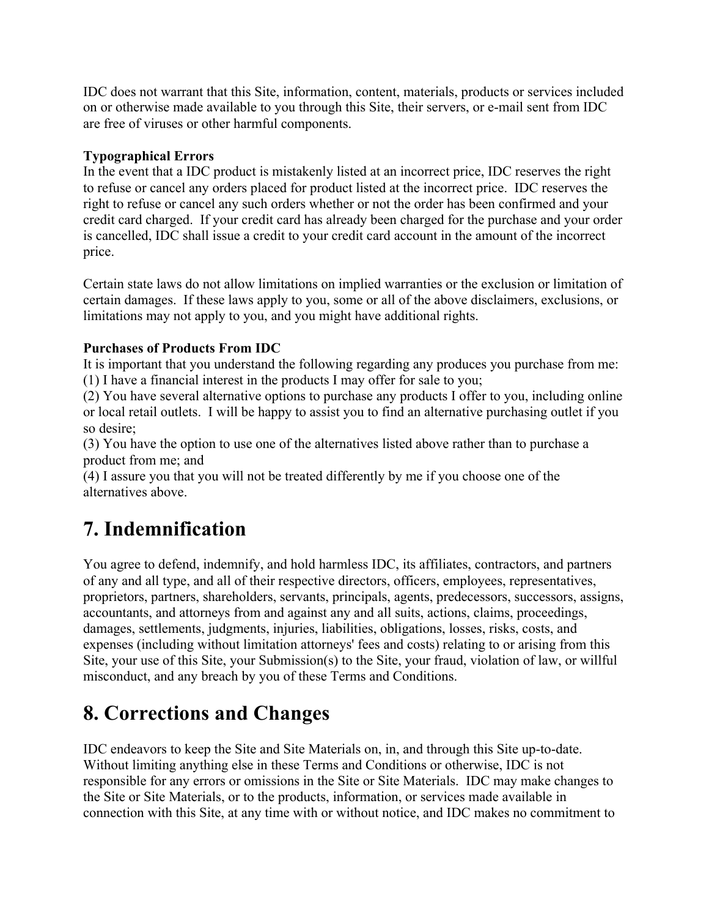IDC does not warrant that this Site, information, content, materials, products or services included on or otherwise made available to you through this Site, their servers, or e-mail sent from IDC are free of viruses or other harmful components.

**Typographical Errors**
In the event that a IDC product is mistakenly listed at an incorrect price, IDC reserves the right to refuse or cancel any orders placed for product listed at the incorrect price. IDC reserves the right to refuse or cancel any such orders whether or not the order has been confirmed and your credit card charged. If your credit card has already been charged for the purchase and your order is cancelled, IDC shall issue a credit to your credit card account in the amount of the incorrect price.

Certain state laws do not allow limitations on implied warranties or the exclusion or limitation of certain damages. If these laws apply to you, some or all of the above disclaimers, exclusions, or limitations may not apply to you, and you might have additional rights.

**Purchases of Products From IDC**
It is important that you understand the following regarding any produces you purchase from me:
(1) I have a financial interest in the products I may offer for sale to you;
(2) You have several alternative options to purchase any products I offer to you, including online or local retail outlets. I will be happy to assist you to find an alternative purchasing outlet if you so desire;
(3) You have the option to use one of the alternatives listed above rather than to purchase a product from me; and
(4) I assure you that you will not be treated differently by me if you choose one of the alternatives above.

# 7. Indemnification

You agree to defend, indemnify, and hold harmless IDC, its affiliates, contractors, and partners of any and all type, and all of their respective directors, officers, employees, representatives, proprietors, partners, shareholders, servants, principals, agents, predecessors, successors, assigns, accountants, and attorneys from and against any and all suits, actions, claims, proceedings, damages, settlements, judgments, injuries, liabilities, obligations, losses, risks, costs, and expenses (including without limitation attorneys' fees and costs) relating to or arising from this Site, your use of this Site, your Submission(s) to the Site, your fraud, violation of law, or willful misconduct, and any breach by you of these Terms and Conditions.

# 8. Corrections and Changes

IDC endeavors to keep the Site and Site Materials on, in, and through this Site up-to-date. Without limiting anything else in these Terms and Conditions or otherwise, IDC is not responsible for any errors or omissions in the Site or Site Materials. IDC may make changes to the Site or Site Materials, or to the products, information, or services made available in connection with this Site, at any time with or without notice, and IDC makes no commitment to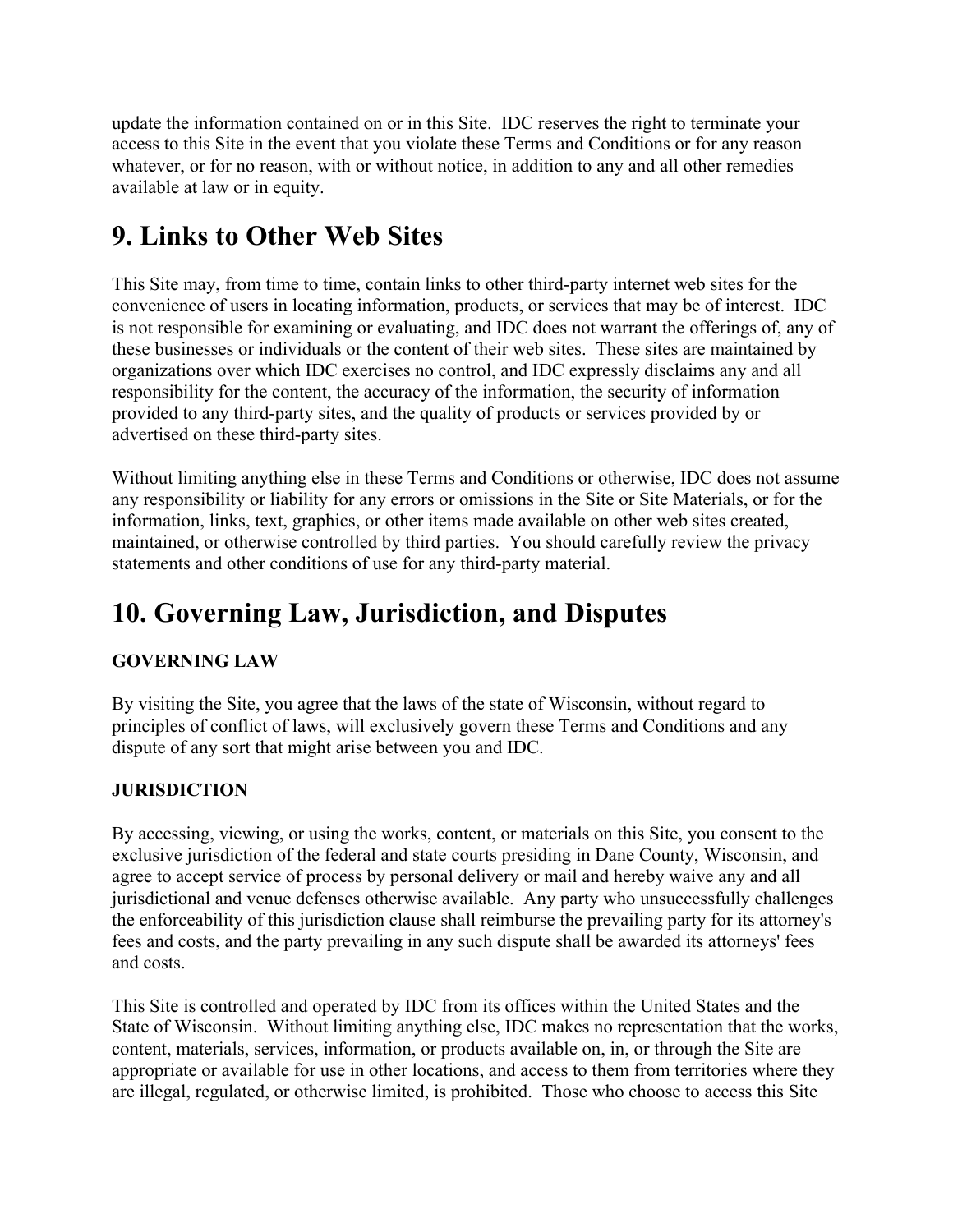update the information contained on or in this Site. IDC reserves the right to terminate your access to this Site in the event that you violate these Terms and Conditions or for any reason whatever, or for no reason, with or without notice, in addition to any and all other remedies available at law or in equity.

# 9. Links to Other Web Sites

This Site may, from time to time, contain links to other third-party internet web sites for the convenience of users in locating information, products, or services that may be of interest. IDC is not responsible for examining or evaluating, and IDC does not warrant the offerings of, any of these businesses or individuals or the content of their web sites. These sites are maintained by organizations over which IDC exercises no control, and IDC expressly disclaims any and all responsibility for the content, the accuracy of the information, the security of information provided to any third-party sites, and the quality of products or services provided by or advertised on these third-party sites.

Without limiting anything else in these Terms and Conditions or otherwise, IDC does not assume any responsibility or liability for any errors or omissions in the Site or Site Materials, or for the information, links, text, graphics, or other items made available on other web sites created, maintained, or otherwise controlled by third parties. You should carefully review the privacy statements and other conditions of use for any third-party material.

# 10. Governing Law, Jurisdiction, and Disputes

**GOVERNING LAW**

By visiting the Site, you agree that the laws of the state of Wisconsin, without regard to principles of conflict of laws, will exclusively govern these Terms and Conditions and any dispute of any sort that might arise between you and IDC.

**JURISDICTION**

By accessing, viewing, or using the works, content, or materials on this Site, you consent to the exclusive jurisdiction of the federal and state courts presiding in Dane County, Wisconsin, and agree to accept service of process by personal delivery or mail and hereby waive any and all jurisdictional and venue defenses otherwise available. Any party who unsuccessfully challenges the enforceability of this jurisdiction clause shall reimburse the prevailing party for its attorney's fees and costs, and the party prevailing in any such dispute shall be awarded its attorneys' fees and costs.

This Site is controlled and operated by IDC from its offices within the United States and the State of Wisconsin. Without limiting anything else, IDC makes no representation that the works, content, materials, services, information, or products available on, in, or through the Site are appropriate or available for use in other locations, and access to them from territories where they are illegal, regulated, or otherwise limited, is prohibited. Those who choose to access this Site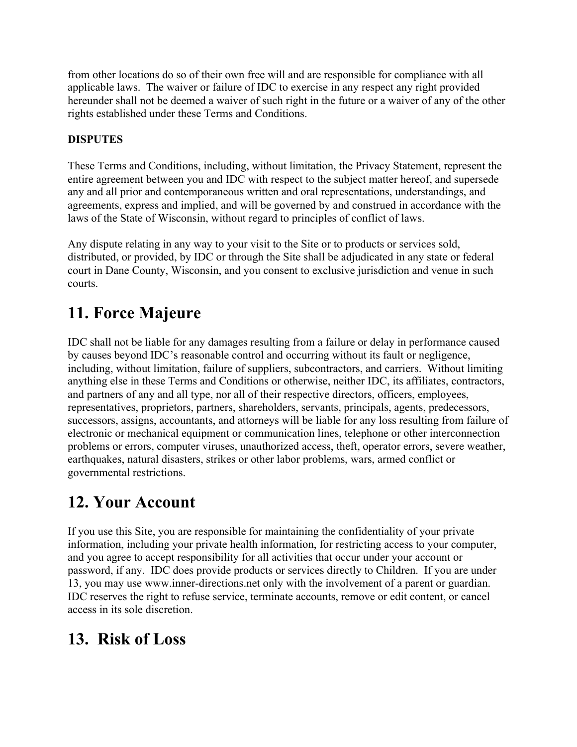from other locations do so of their own free will and are responsible for compliance with all applicable laws.  The waiver or failure of IDC to exercise in any respect any right provided hereunder shall not be deemed a waiver of such right in the future or a waiver of any of the other rights established under these Terms and Conditions.

**DISPUTES**

These Terms and Conditions, including, without limitation, the Privacy Statement, represent the entire agreement between you and IDC with respect to the subject matter hereof, and supersede any and all prior and contemporaneous written and oral representations, understandings, and agreements, express and implied, and will be governed by and construed in accordance with the laws of the State of Wisconsin, without regard to principles of conflict of laws.

Any dispute relating in any way to your visit to the Site or to products or services sold, distributed, or provided, by IDC or through the Site shall be adjudicated in any state or federal court in Dane County, Wisconsin, and you consent to exclusive jurisdiction and venue in such courts.

# 11. Force Majeure

IDC shall not be liable for any damages resulting from a failure or delay in performance caused by causes beyond IDC's reasonable control and occurring without its fault or negligence, including, without limitation, failure of suppliers, subcontractors, and carriers.  Without limiting anything else in these Terms and Conditions or otherwise, neither IDC, its affiliates, contractors, and partners of any and all type, nor all of their respective directors, officers, employees, representatives, proprietors, partners, shareholders, servants, principals, agents, predecessors, successors, assigns, accountants, and attorneys will be liable for any loss resulting from failure of electronic or mechanical equipment or communication lines, telephone or other interconnection problems or errors, computer viruses, unauthorized access, theft, operator errors, severe weather, earthquakes, natural disasters, strikes or other labor problems, wars, armed conflict or governmental restrictions.

# 12. Your Account

If you use this Site, you are responsible for maintaining the confidentiality of your private information, including your private health information, for restricting access to your computer, and you agree to accept responsibility for all activities that occur under your account or password, if any.  IDC does provide products or services directly to Children.  If you are under 13, you may use www.inner-directions.net only with the involvement of a parent or guardian. IDC reserves the right to refuse service, terminate accounts, remove or edit content, or cancel access in its sole discretion.

# 13.  Risk of Loss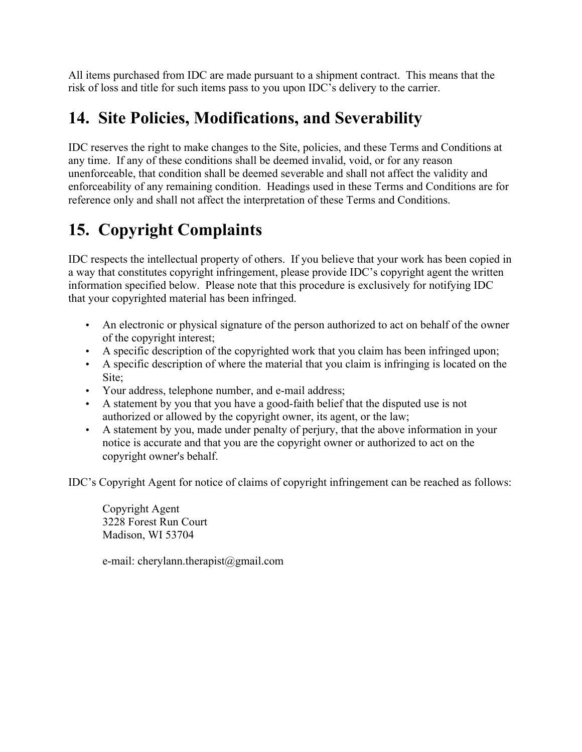All items purchased from IDC are made pursuant to a shipment contract.  This means that the risk of loss and title for such items pass to you upon IDC's delivery to the carrier.

## 14.  Site Policies, Modifications, and Severability

IDC reserves the right to make changes to the Site, policies, and these Terms and Conditions at any time.  If any of these conditions shall be deemed invalid, void, or for any reason unenforceable, that condition shall be deemed severable and shall not affect the validity and enforceability of any remaining condition.  Headings used in these Terms and Conditions are for reference only and shall not affect the interpretation of these Terms and Conditions.

## 15.  Copyright Complaints

IDC respects the intellectual property of others.  If you believe that your work has been copied in a way that constitutes copyright infringement, please provide IDC's copyright agent the written information specified below.  Please note that this procedure is exclusively for notifying IDC that your copyrighted material has been infringed.

- An electronic or physical signature of the person authorized to act on behalf of the owner of the copyright interest;
- A specific description of the copyrighted work that you claim has been infringed upon;
- A specific description of where the material that you claim is infringing is located on the Site;
- Your address, telephone number, and e-mail address;
- A statement by you that you have a good-faith belief that the disputed use is not authorized or allowed by the copyright owner, its agent, or the law;
- A statement by you, made under penalty of perjury, that the above information in your notice is accurate and that you are the copyright owner or authorized to act on the copyright owner's behalf.

IDC's Copyright Agent for notice of claims of copyright infringement can be reached as follows:

Copyright Agent
3228 Forest Run Court
Madison, WI 53704

e-mail: cherylann.therapist@gmail.com